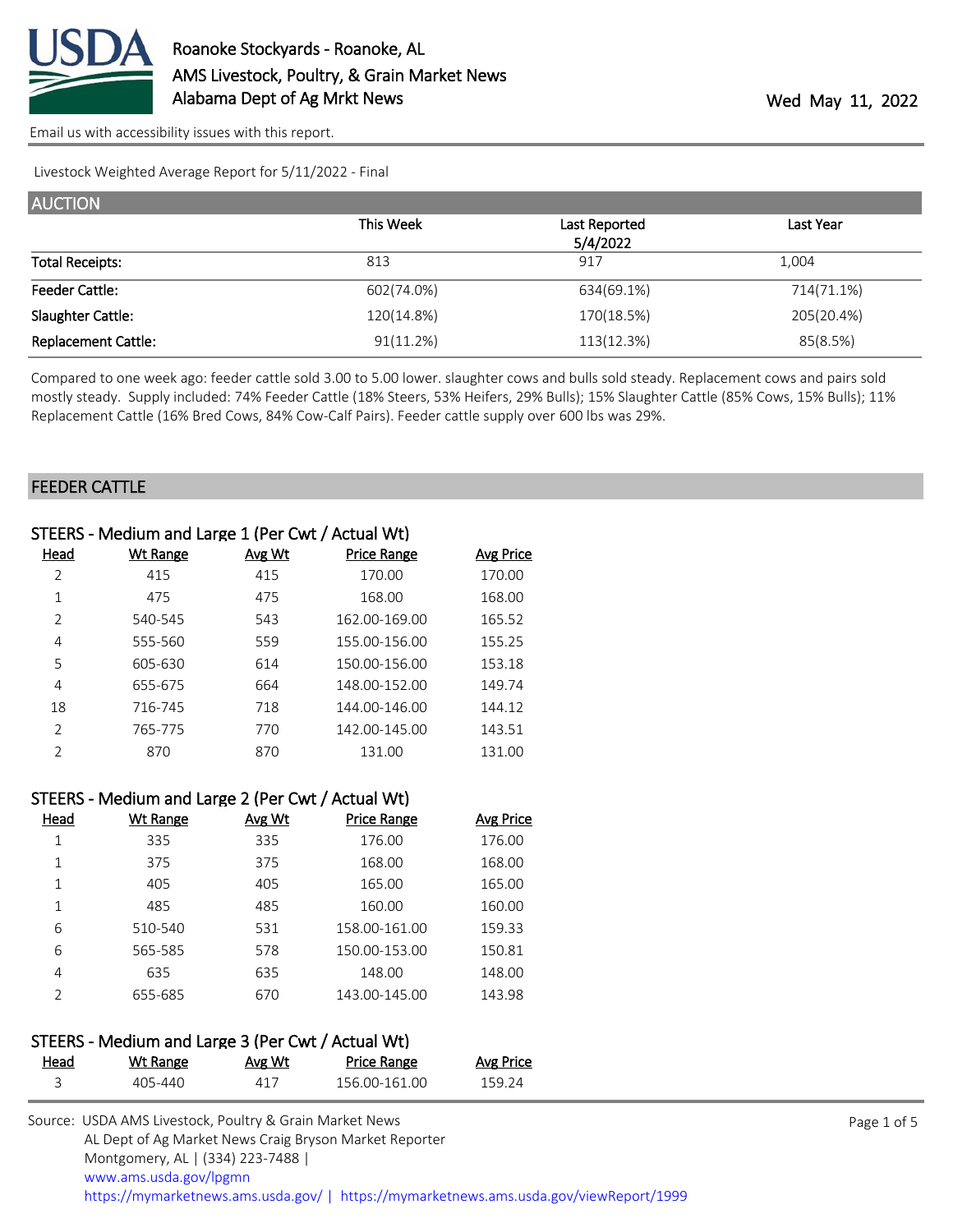# Roanoke Stockyards - Roanoke, AL

AMS Livestock, Poultry, & Grain Market News
Alabama Dept of Ag Mrkt News

Wed May 11, 2022

Email us with accessibility issues with this report.

Livestock Weighted Average Report for 5/11/2022 - Final

## AUCTION

| | This Week | Last Reported 5/4/2022 | Last Year |
|---|---|---|---|
| Total Receipts: | 813 | 917 | 1,004 |
| Feeder Cattle: | 602(74.0%) | 634(69.1%) | 714(71.1%) |
| Slaughter Cattle: | 120(14.8%) | 170(18.5%) | 205(20.4%) |
| Replacement Cattle: | 91(11.2%) | 113(12.3%) | 85(8.5%) |

Compared to one week ago: feeder cattle sold 3.00 to 5.00 lower. slaughter cows and bulls sold steady. Replacement cows and pairs sold mostly steady. Supply included: 74% Feeder Cattle (18% Steers, 53% Heifers, 29% Bulls); 15% Slaughter Cattle (85% Cows, 15% Bulls); 11% Replacement Cattle (16% Bred Cows, 84% Cow-Calf Pairs). Feeder cattle supply over 600 lbs was 29%.

## FEEDER CATTLE

### STEERS - Medium and Large 1 (Per Cwt / Actual Wt)

| Head | Wt Range | Avg Wt | Price Range | Avg Price |
|---|---|---|---|---|
| 2 | 415 | 415 | 170.00 | 170.00 |
| 1 | 475 | 475 | 168.00 | 168.00 |
| 2 | 540-545 | 543 | 162.00-169.00 | 165.52 |
| 4 | 555-560 | 559 | 155.00-156.00 | 155.25 |
| 5 | 605-630 | 614 | 150.00-156.00 | 153.18 |
| 4 | 655-675 | 664 | 148.00-152.00 | 149.74 |
| 18 | 716-745 | 718 | 144.00-146.00 | 144.12 |
| 2 | 765-775 | 770 | 142.00-145.00 | 143.51 |
| 2 | 870 | 870 | 131.00 | 131.00 |

### STEERS - Medium and Large 2 (Per Cwt / Actual Wt)

| Head | Wt Range | Avg Wt | Price Range | Avg Price |
|---|---|---|---|---|
| 1 | 335 | 335 | 176.00 | 176.00 |
| 1 | 375 | 375 | 168.00 | 168.00 |
| 1 | 405 | 405 | 165.00 | 165.00 |
| 1 | 485 | 485 | 160.00 | 160.00 |
| 6 | 510-540 | 531 | 158.00-161.00 | 159.33 |
| 6 | 565-585 | 578 | 150.00-153.00 | 150.81 |
| 4 | 635 | 635 | 148.00 | 148.00 |
| 2 | 655-685 | 670 | 143.00-145.00 | 143.98 |

### STEERS - Medium and Large 3 (Per Cwt / Actual Wt)

| Head | Wt Range | Avg Wt | Price Range | Avg Price |
|---|---|---|---|---|
| 3 | 405-440 | 417 | 156.00-161.00 | 159.24 |

Source: USDA AMS Livestock, Poultry & Grain Market News
AL Dept of Ag Market News Craig Bryson Market Reporter
Montgomery, AL | (334) 223-7488 |
www.ams.usda.gov/lpgmn
https://mymarketnews.ams.usda.gov/ | https://mymarketnews.ams.usda.gov/viewReport/1999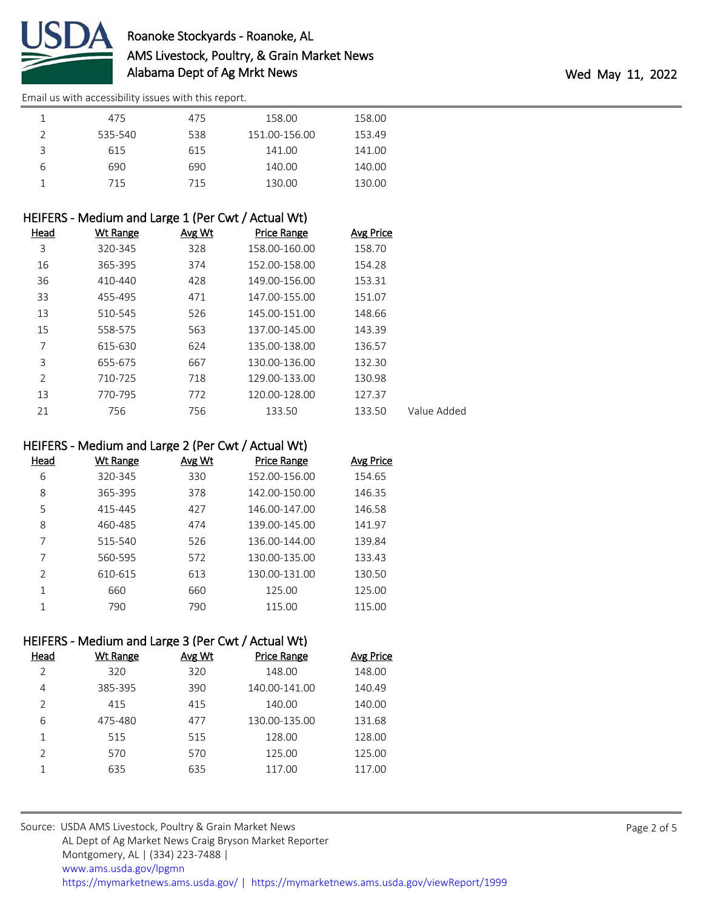| Head | Wt Range | Avg Wt | Price Range | Avg Price | |
|---|---|---|---|---|---|
| 1 | 475 | 475 | 158.00 | 158.00 | |
| 2 | 535-540 | 538 | 151.00-156.00 | 153.49 | |
| 3 | 615 | 615 | 141.00 | 141.00 | |
| 6 | 690 | 690 | 140.00 | 140.00 | |
| 1 | 715 | 715 | 130.00 | 130.00 | |

### HEIFERS - Medium and Large 1 (Per Cwt / Actual Wt)

| Head | Wt Range | Avg Wt | Price Range | Avg Price | |
|---|---|---|---|---|---|
| 3 | 320-345 | 328 | 158.00-160.00 | 158.70 | |
| 16 | 365-395 | 374 | 152.00-158.00 | 154.28 | |
| 36 | 410-440 | 428 | 149.00-156.00 | 153.31 | |
| 33 | 455-495 | 471 | 147.00-155.00 | 151.07 | |
| 13 | 510-545 | 526 | 145.00-151.00 | 148.66 | |
| 15 | 558-575 | 563 | 137.00-145.00 | 143.39 | |
| 7 | 615-630 | 624 | 135.00-138.00 | 136.57 | |
| 3 | 655-675 | 667 | 130.00-136.00 | 132.30 | |
| 2 | 710-725 | 718 | 129.00-133.00 | 130.98 | |
| 13 | 770-795 | 772 | 120.00-128.00 | 127.37 | |
| 21 | 756 | 756 | 133.50 | 133.50 | Value Added |

### HEIFERS - Medium and Large 2 (Per Cwt / Actual Wt)

| Head | Wt Range | Avg Wt | Price Range | Avg Price |
|---|---|---|---|---|
| 6 | 320-345 | 330 | 152.00-156.00 | 154.65 |
| 8 | 365-395 | 378 | 142.00-150.00 | 146.35 |
| 5 | 415-445 | 427 | 146.00-147.00 | 146.58 |
| 8 | 460-485 | 474 | 139.00-145.00 | 141.97 |
| 7 | 515-540 | 526 | 136.00-144.00 | 139.84 |
| 7 | 560-595 | 572 | 130.00-135.00 | 133.43 |
| 2 | 610-615 | 613 | 130.00-131.00 | 130.50 |
| 1 | 660 | 660 | 125.00 | 125.00 |
| 1 | 790 | 790 | 115.00 | 115.00 |

### HEIFERS - Medium and Large 3 (Per Cwt / Actual Wt)

| Head | Wt Range | Avg Wt | Price Range | Avg Price |
|---|---|---|---|---|
| 2 | 320 | 320 | 148.00 | 148.00 |
| 4 | 385-395 | 390 | 140.00-141.00 | 140.49 |
| 2 | 415 | 415 | 140.00 | 140.00 |
| 6 | 475-480 | 477 | 130.00-135.00 | 131.68 |
| 1 | 515 | 515 | 128.00 | 128.00 |
| 2 | 570 | 570 | 125.00 | 125.00 |
| 1 | 635 | 635 | 117.00 | 117.00 |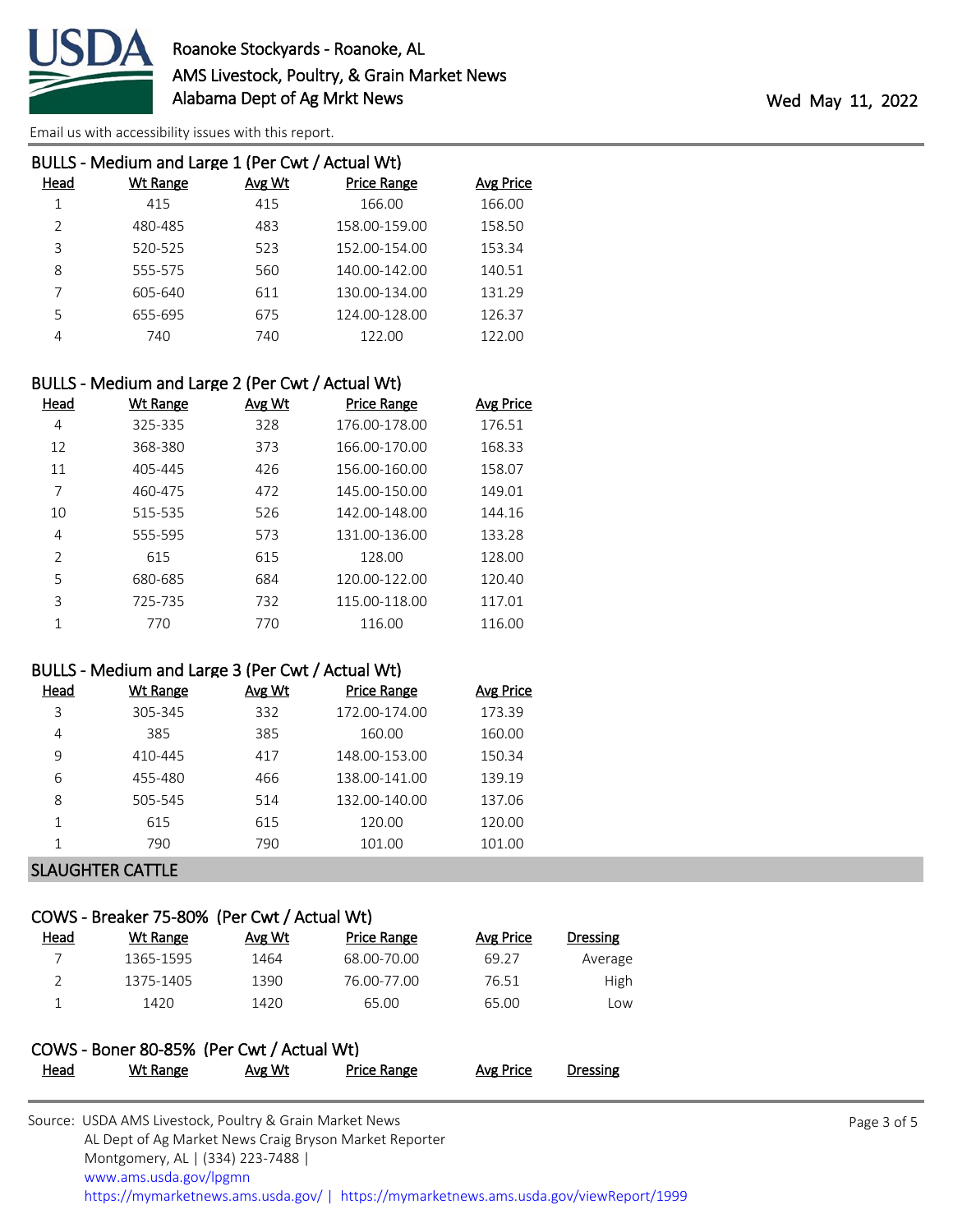### BULLS - Medium and Large 1 (Per Cwt / Actual Wt)

| Head | Wt Range | Avg Wt | Price Range | Avg Price |
|---|---|---|---|---|
| 1 | 415 | 415 | 166.00 | 166.00 |
| 2 | 480-485 | 483 | 158.00-159.00 | 158.50 |
| 3 | 520-525 | 523 | 152.00-154.00 | 153.34 |
| 8 | 555-575 | 560 | 140.00-142.00 | 140.51 |
| 7 | 605-640 | 611 | 130.00-134.00 | 131.29 |
| 5 | 655-695 | 675 | 124.00-128.00 | 126.37 |
| 4 | 740 | 740 | 122.00 | 122.00 |

### BULLS - Medium and Large 2 (Per Cwt / Actual Wt)

| Head | Wt Range | Avg Wt | Price Range | Avg Price |
|---|---|---|---|---|
| 4 | 325-335 | 328 | 176.00-178.00 | 176.51 |
| 12 | 368-380 | 373 | 166.00-170.00 | 168.33 |
| 11 | 405-445 | 426 | 156.00-160.00 | 158.07 |
| 7 | 460-475 | 472 | 145.00-150.00 | 149.01 |
| 10 | 515-535 | 526 | 142.00-148.00 | 144.16 |
| 4 | 555-595 | 573 | 131.00-136.00 | 133.28 |
| 2 | 615 | 615 | 128.00 | 128.00 |
| 5 | 680-685 | 684 | 120.00-122.00 | 120.40 |
| 3 | 725-735 | 732 | 115.00-118.00 | 117.01 |
| 1 | 770 | 770 | 116.00 | 116.00 |

### BULLS - Medium and Large 3 (Per Cwt / Actual Wt)

| Head | Wt Range | Avg Wt | Price Range | Avg Price |
|---|---|---|---|---|
| 3 | 305-345 | 332 | 172.00-174.00 | 173.39 |
| 4 | 385 | 385 | 160.00 | 160.00 |
| 9 | 410-445 | 417 | 148.00-153.00 | 150.34 |
| 6 | 455-480 | 466 | 138.00-141.00 | 139.19 |
| 8 | 505-545 | 514 | 132.00-140.00 | 137.06 |
| 1 | 615 | 615 | 120.00 | 120.00 |
| 1 | 790 | 790 | 101.00 | 101.00 |

## SLAUGHTER CATTLE

### COWS - Breaker 75-80% (Per Cwt / Actual Wt)

| Head | Wt Range | Avg Wt | Price Range | Avg Price | Dressing |
|---|---|---|---|---|---|
| 7 | 1365-1595 | 1464 | 68.00-70.00 | 69.27 | Average |
| 2 | 1375-1405 | 1390 | 76.00-77.00 | 76.51 | High |
| 1 | 1420 | 1420 | 65.00 | 65.00 | Low |

### COWS - Boner 80-85% (Per Cwt / Actual Wt)

| Head | Wt Range | Avg Wt | Price Range | Avg Price | Dressing |
|---|---|---|---|---|---|

Source: USDA AMS Livestock, Poultry & Grain Market News
AL Dept of Ag Market News Craig Bryson Market Reporter
Montgomery, AL | (334) 223-7488 |
www.ams.usda.gov/lpgmn
https://mymarketnews.ams.usda.gov/ | https://mymarketnews.ams.usda.gov/viewReport/1999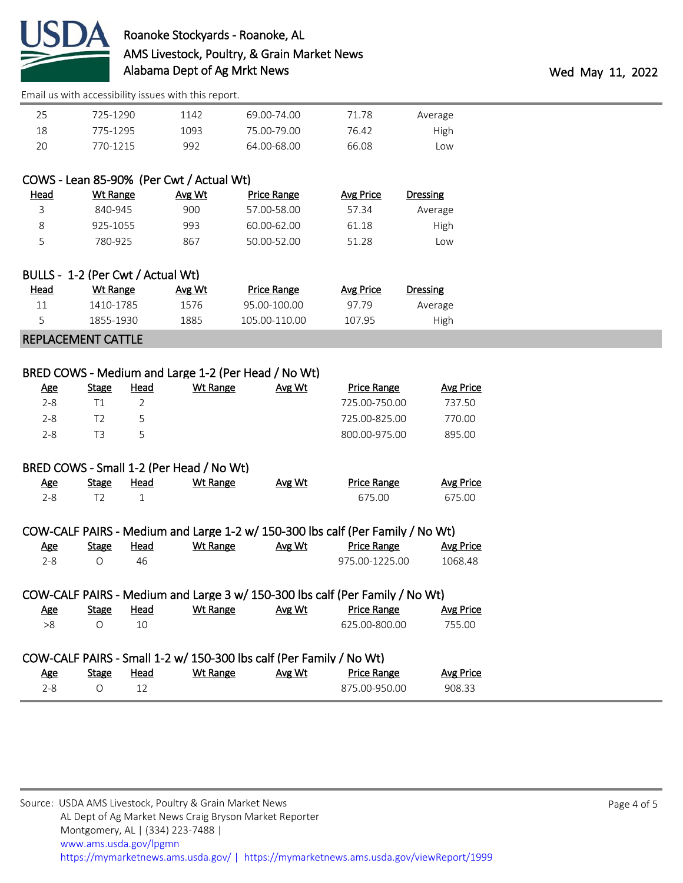| Head | Wt Range | Avg Wt | Price Range | Avg Price | Dressing |
|---|---|---|---|---|---|
| 25 | 725-1290 | 1142 | 69.00-74.00 | 71.78 | Average |
| 18 | 775-1295 | 1093 | 75.00-79.00 | 76.42 | High |
| 20 | 770-1215 | 992 | 64.00-68.00 | 66.08 | Low |

### COWS - Lean 85-90% (Per Cwt / Actual Wt)

| Head | Wt Range | Avg Wt | Price Range | Avg Price | Dressing |
|---|---|---|---|---|---|
| 3 | 840-945 | 900 | 57.00-58.00 | 57.34 | Average |
| 8 | 925-1055 | 993 | 60.00-62.00 | 61.18 | High |
| 5 | 780-925 | 867 | 50.00-52.00 | 51.28 | Low |

### BULLS - 1-2 (Per Cwt / Actual Wt)

| Head | Wt Range | Avg Wt | Price Range | Avg Price | Dressing |
|---|---|---|---|---|---|
| 11 | 1410-1785 | 1576 | 95.00-100.00 | 97.79 | Average |
| 5 | 1855-1930 | 1885 | 105.00-110.00 | 107.95 | High |

## REPLACEMENT CATTLE

### BRED COWS - Medium and Large 1-2 (Per Head / No Wt)

| Age | Stage | Head | Wt Range | Avg Wt | Price Range | Avg Price |
|---|---|---|---|---|---|---|
| 2-8 | T1 | 2 | | | 725.00-750.00 | 737.50 |
| 2-8 | T2 | 5 | | | 725.00-825.00 | 770.00 |
| 2-8 | T3 | 5 | | | 800.00-975.00 | 895.00 |

### BRED COWS - Small 1-2 (Per Head / No Wt)

| Age | Stage | Head | Wt Range | Avg Wt | Price Range | Avg Price |
|---|---|---|---|---|---|---|
| 2-8 | T2 | 1 | | | 675.00 | 675.00 |

### COW-CALF PAIRS - Medium and Large 1-2 w/ 150-300 lbs calf (Per Family / No Wt)

| Age | Stage | Head | Wt Range | Avg Wt | Price Range | Avg Price |
|---|---|---|---|---|---|---|
| 2-8 | O | 46 | | | 975.00-1225.00 | 1068.48 |

### COW-CALF PAIRS - Medium and Large 3 w/ 150-300 lbs calf (Per Family / No Wt)

| Age | Stage | Head | Wt Range | Avg Wt | Price Range | Avg Price |
|---|---|---|---|---|---|---|
| >8 | O | 10 | | | 625.00-800.00 | 755.00 |

### COW-CALF PAIRS - Small 1-2 w/ 150-300 lbs calf (Per Family / No Wt)

| Age | Stage | Head | Wt Range | Avg Wt | Price Range | Avg Price |
|---|---|---|---|---|---|---|
| 2-8 | O | 12 | | | 875.00-950.00 | 908.33 |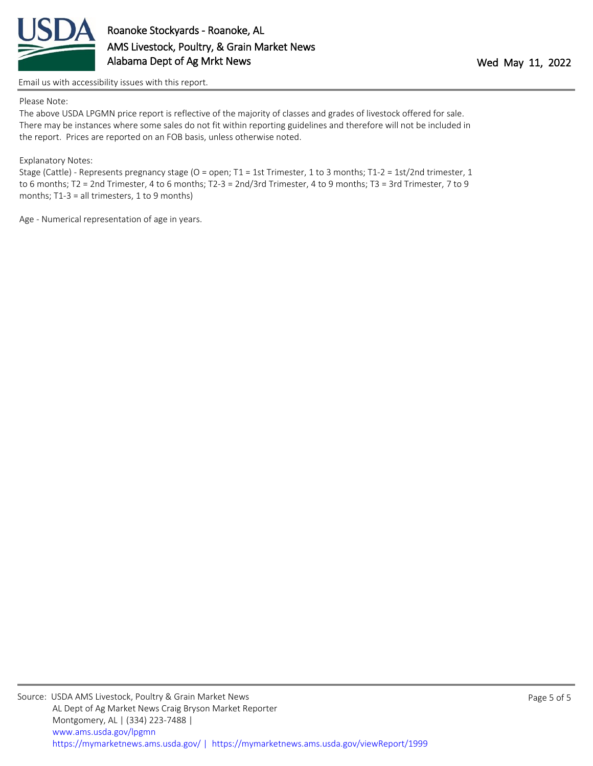Email us with accessibility issues with this report.

Please Note:
The above USDA LPGMN price report is reflective of the majority of classes and grades of livestock offered for sale. There may be instances where some sales do not fit within reporting guidelines and therefore will not be included in the report. Prices are reported on an FOB basis, unless otherwise noted.

Explanatory Notes:
Stage (Cattle) - Represents pregnancy stage (O = open; T1 = 1st Trimester, 1 to 3 months; T1-2 = 1st/2nd trimester, 1 to 6 months; T2 = 2nd Trimester, 4 to 6 months; T2-3 = 2nd/3rd Trimester, 4 to 9 months; T3 = 3rd Trimester, 7 to 9 months; T1-3 = all trimesters, 1 to 9 months)

Age - Numerical representation of age in years.

Source: USDA AMS Livestock, Poultry & Grain Market News
AL Dept of Ag Market News Craig Bryson Market Reporter
Montgomery, AL | (334) 223-7488 |
www.ams.usda.gov/lpgmn
https://mymarketnews.ams.usda.gov/ | https://mymarketnews.ams.usda.gov/viewReport/1999